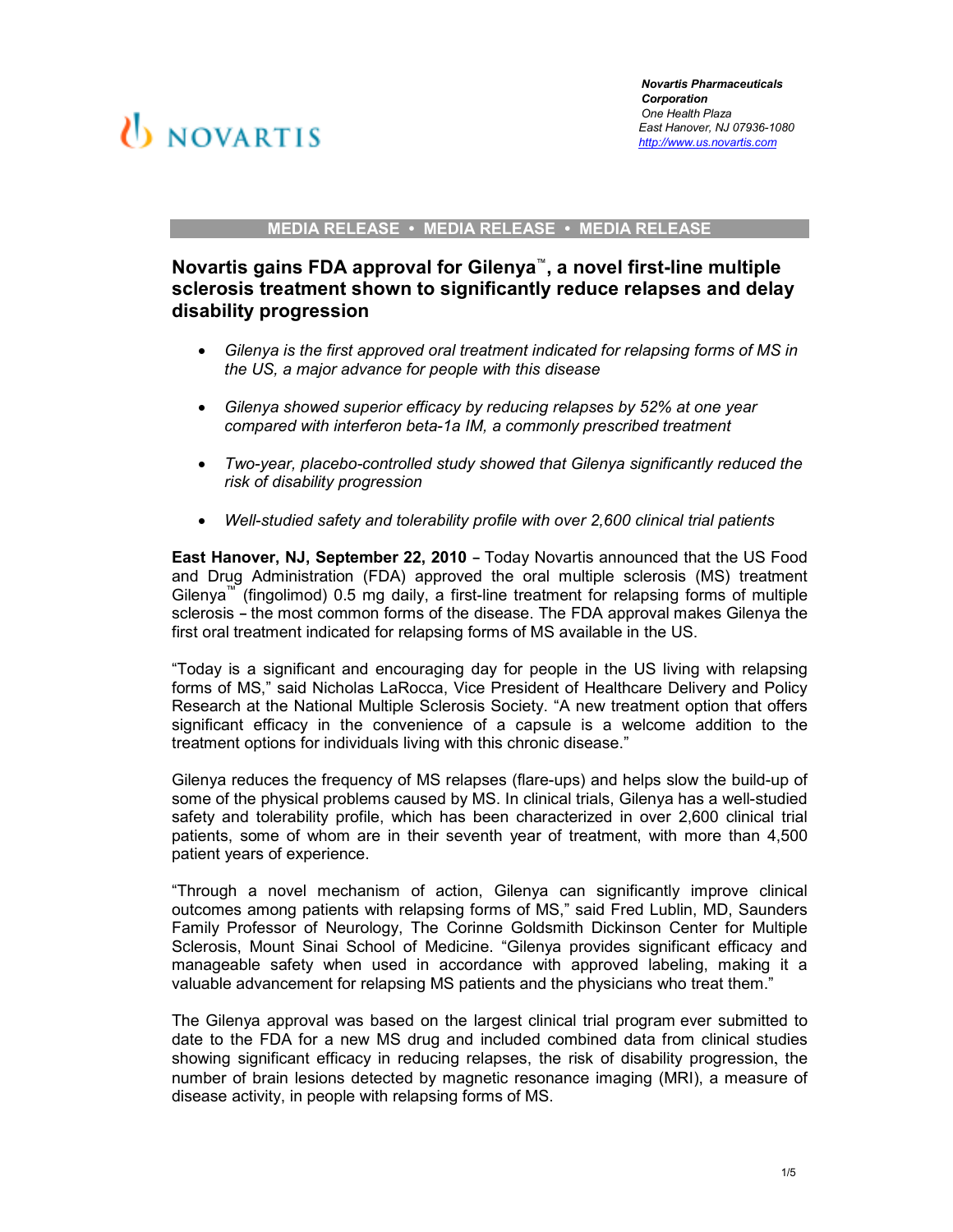**Novartis Pharmaceuticals Corporation**
One Health Plaza
East Hanover, NJ 07936-1080
http://www.us.novartis.com

**MEDIA RELEASE • MEDIA RELEASE • MEDIA RELEASE**

# Novartis gains FDA approval for Gilenya™, a novel first-line multiple sclerosis treatment shown to significantly reduce relapses and delay disability progression

- *Gilenya is the first approved oral treatment indicated for relapsing forms of MS in the US, a major advance for people with this disease*
- *Gilenya showed superior efficacy by reducing relapses by 52% at one year compared with interferon beta-1a IM, a commonly prescribed treatment*
- *Two-year, placebo-controlled study showed that Gilenya significantly reduced the risk of disability progression*
- *Well-studied safety and tolerability profile with over 2,600 clinical trial patients*

**East Hanover, NJ, September 22, 2010** – Today Novartis announced that the US Food and Drug Administration (FDA) approved the oral multiple sclerosis (MS) treatment Gilenya™ (fingolimod) 0.5 mg daily, a first-line treatment for relapsing forms of multiple sclerosis – the most common forms of the disease. The FDA approval makes Gilenya the first oral treatment indicated for relapsing forms of MS available in the US.

"Today is a significant and encouraging day for people in the US living with relapsing forms of MS," said Nicholas LaRocca, Vice President of Healthcare Delivery and Policy Research at the National Multiple Sclerosis Society. "A new treatment option that offers significant efficacy in the convenience of a capsule is a welcome addition to the treatment options for individuals living with this chronic disease."

Gilenya reduces the frequency of MS relapses (flare-ups) and helps slow the build-up of some of the physical problems caused by MS. In clinical trials, Gilenya has a well-studied safety and tolerability profile, which has been characterized in over 2,600 clinical trial patients, some of whom are in their seventh year of treatment, with more than 4,500 patient years of experience.

"Through a novel mechanism of action, Gilenya can significantly improve clinical outcomes among patients with relapsing forms of MS," said Fred Lublin, MD, Saunders Family Professor of Neurology, The Corinne Goldsmith Dickinson Center for Multiple Sclerosis, Mount Sinai School of Medicine. "Gilenya provides significant efficacy and manageable safety when used in accordance with approved labeling, making it a valuable advancement for relapsing MS patients and the physicians who treat them."

The Gilenya approval was based on the largest clinical trial program ever submitted to date to the FDA for a new MS drug and included combined data from clinical studies showing significant efficacy in reducing relapses, the risk of disability progression, the number of brain lesions detected by magnetic resonance imaging (MRI), a measure of disease activity, in people with relapsing forms of MS.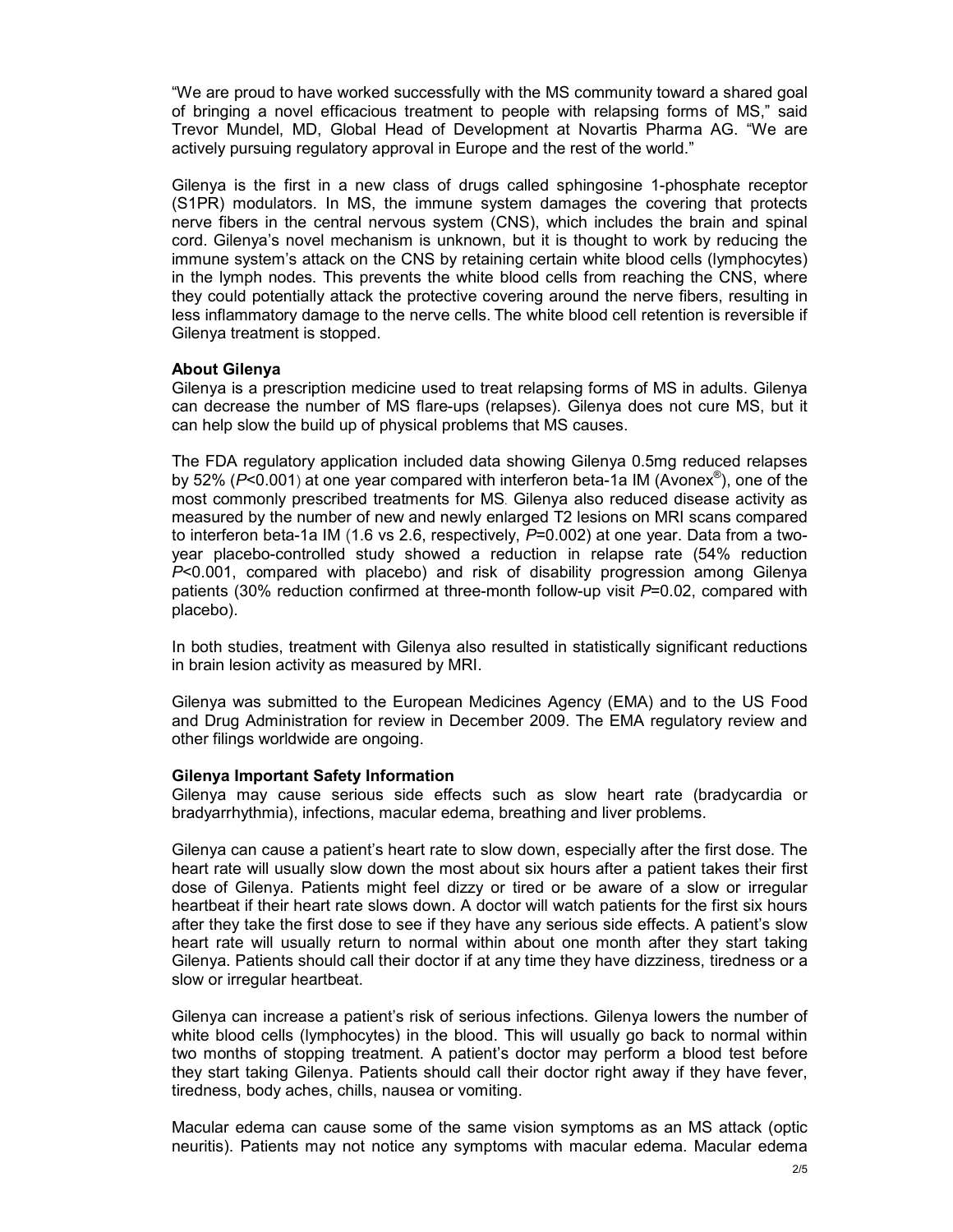"We are proud to have worked successfully with the MS community toward a shared goal of bringing a novel efficacious treatment to people with relapsing forms of MS," said Trevor Mundel, MD, Global Head of Development at Novartis Pharma AG. "We are actively pursuing regulatory approval in Europe and the rest of the world."

Gilenya is the first in a new class of drugs called sphingosine 1-phosphate receptor (S1PR) modulators. In MS, the immune system damages the covering that protects nerve fibers in the central nervous system (CNS), which includes the brain and spinal cord. Gilenya's novel mechanism is unknown, but it is thought to work by reducing the immune system's attack on the CNS by retaining certain white blood cells (lymphocytes) in the lymph nodes. This prevents the white blood cells from reaching the CNS, where they could potentially attack the protective covering around the nerve fibers, resulting in less inflammatory damage to the nerve cells. The white blood cell retention is reversible if Gilenya treatment is stopped.

**About Gilenya**

Gilenya is a prescription medicine used to treat relapsing forms of MS in adults. Gilenya can decrease the number of MS flare-ups (relapses). Gilenya does not cure MS, but it can help slow the build up of physical problems that MS causes.

The FDA regulatory application included data showing Gilenya 0.5mg reduced relapses by 52% ($P<0.001$) at one year compared with interferon beta-1a IM (Avonex®), one of the most commonly prescribed treatments for MS. Gilenya also reduced disease activity as measured by the number of new and newly enlarged T2 lesions on MRI scans compared to interferon beta-1a IM (1.6 vs 2.6, respectively, $P=0.002$) at one year. Data from a two-year placebo-controlled study showed a reduction in relapse rate (54% reduction $P<0.001$, compared with placebo) and risk of disability progression among Gilenya patients (30% reduction confirmed at three-month follow-up visit $P=0.02$, compared with placebo).

In both studies, treatment with Gilenya also resulted in statistically significant reductions in brain lesion activity as measured by MRI.

Gilenya was submitted to the European Medicines Agency (EMA) and to the US Food and Drug Administration for review in December 2009. The EMA regulatory review and other filings worldwide are ongoing.

**Gilenya Important Safety Information**

Gilenya may cause serious side effects such as slow heart rate (bradycardia or bradyarrhythmia), infections, macular edema, breathing and liver problems.

Gilenya can cause a patient's heart rate to slow down, especially after the first dose. The heart rate will usually slow down the most about six hours after a patient takes their first dose of Gilenya. Patients might feel dizzy or tired or be aware of a slow or irregular heartbeat if their heart rate slows down. A doctor will watch patients for the first six hours after they take the first dose to see if they have any serious side effects. A patient's slow heart rate will usually return to normal within about one month after they start taking Gilenya. Patients should call their doctor if at any time they have dizziness, tiredness or a slow or irregular heartbeat.

Gilenya can increase a patient's risk of serious infections. Gilenya lowers the number of white blood cells (lymphocytes) in the blood. This will usually go back to normal within two months of stopping treatment. A patient's doctor may perform a blood test before they start taking Gilenya. Patients should call their doctor right away if they have fever, tiredness, body aches, chills, nausea or vomiting.

Macular edema can cause some of the same vision symptoms as an MS attack (optic neuritis). Patients may not notice any symptoms with macular edema. Macular edema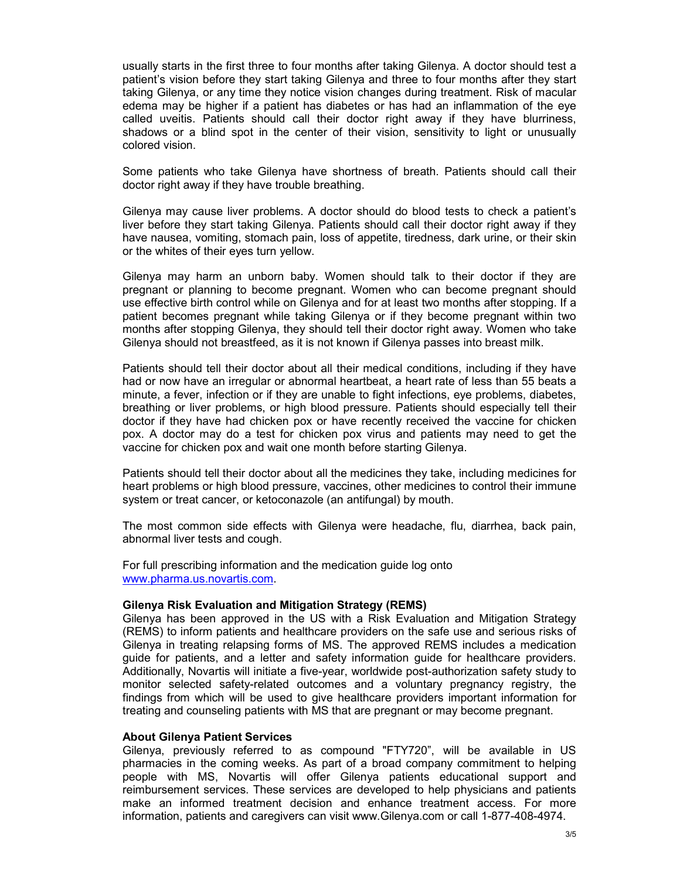usually starts in the first three to four months after taking Gilenya. A doctor should test a patient's vision before they start taking Gilenya and three to four months after they start taking Gilenya, or any time they notice vision changes during treatment. Risk of macular edema may be higher if a patient has diabetes or has had an inflammation of the eye called uveitis. Patients should call their doctor right away if they have blurriness, shadows or a blind spot in the center of their vision, sensitivity to light or unusually colored vision.

Some patients who take Gilenya have shortness of breath. Patients should call their doctor right away if they have trouble breathing.

Gilenya may cause liver problems. A doctor should do blood tests to check a patient's liver before they start taking Gilenya. Patients should call their doctor right away if they have nausea, vomiting, stomach pain, loss of appetite, tiredness, dark urine, or their skin or the whites of their eyes turn yellow.

Gilenya may harm an unborn baby. Women should talk to their doctor if they are pregnant or planning to become pregnant. Women who can become pregnant should use effective birth control while on Gilenya and for at least two months after stopping. If a patient becomes pregnant while taking Gilenya or if they become pregnant within two months after stopping Gilenya, they should tell their doctor right away. Women who take Gilenya should not breastfeed, as it is not known if Gilenya passes into breast milk.

Patients should tell their doctor about all their medical conditions, including if they have had or now have an irregular or abnormal heartbeat, a heart rate of less than 55 beats a minute, a fever, infection or if they are unable to fight infections, eye problems, diabetes, breathing or liver problems, or high blood pressure. Patients should especially tell their doctor if they have had chicken pox or have recently received the vaccine for chicken pox. A doctor may do a test for chicken pox virus and patients may need to get the vaccine for chicken pox and wait one month before starting Gilenya.

Patients should tell their doctor about all the medicines they take, including medicines for heart problems or high blood pressure, vaccines, other medicines to control their immune system or treat cancer, or ketoconazole (an antifungal) by mouth.

The most common side effects with Gilenya were headache, flu, diarrhea, back pain, abnormal liver tests and cough.

For full prescribing information and the medication guide log onto [www.pharma.us.novartis.com](www.pharma.us.novartis.com).

**Gilenya Risk Evaluation and Mitigation Strategy (REMS)**

Gilenya has been approved in the US with a Risk Evaluation and Mitigation Strategy (REMS) to inform patients and healthcare providers on the safe use and serious risks of Gilenya in treating relapsing forms of MS. The approved REMS includes a medication guide for patients, and a letter and safety information guide for healthcare providers. Additionally, Novartis will initiate a five-year, worldwide post-authorization safety study to monitor selected safety-related outcomes and a voluntary pregnancy registry, the findings from which will be used to give healthcare providers important information for treating and counseling patients with MS that are pregnant or may become pregnant.

**About Gilenya Patient Services**

Gilenya, previously referred to as compound "FTY720", will be available in US pharmacies in the coming weeks. As part of a broad company commitment to helping people with MS, Novartis will offer Gilenya patients educational support and reimbursement services. These services are developed to help physicians and patients make an informed treatment decision and enhance treatment access. For more information, patients and caregivers can visit www.Gilenya.com or call 1-877-408-4974.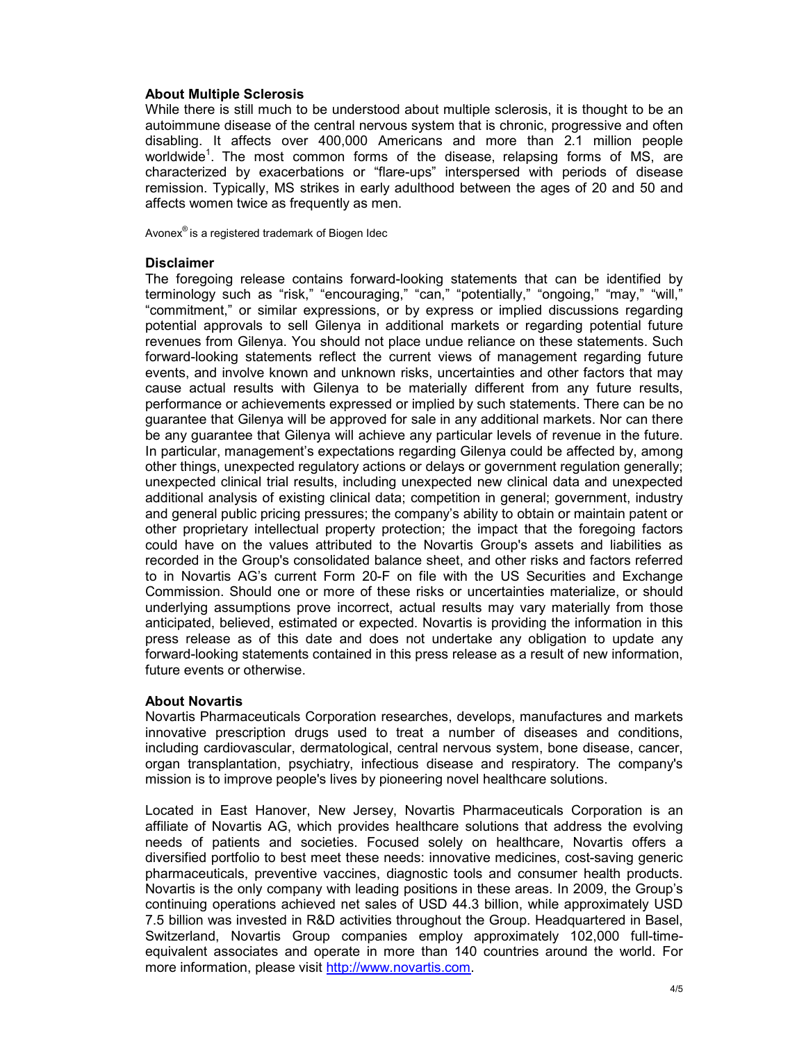## About Multiple Sclerosis

While there is still much to be understood about multiple sclerosis, it is thought to be an autoimmune disease of the central nervous system that is chronic, progressive and often disabling. It affects over 400,000 Americans and more than 2.1 million people worldwide[1]. The most common forms of the disease, relapsing forms of MS, are characterized by exacerbations or "flare-ups" interspersed with periods of disease remission. Typically, MS strikes in early adulthood between the ages of 20 and 50 and affects women twice as frequently as men.

Avonex® is a registered trademark of Biogen Idec

## Disclaimer

The foregoing release contains forward-looking statements that can be identified by terminology such as "risk," "encouraging," "can," "potentially," "ongoing," "may," "will," "commitment," or similar expressions, or by express or implied discussions regarding potential approvals to sell Gilenya in additional markets or regarding potential future revenues from Gilenya. You should not place undue reliance on these statements. Such forward-looking statements reflect the current views of management regarding future events, and involve known and unknown risks, uncertainties and other factors that may cause actual results with Gilenya to be materially different from any future results, performance or achievements expressed or implied by such statements. There can be no guarantee that Gilenya will be approved for sale in any additional markets. Nor can there be any guarantee that Gilenya will achieve any particular levels of revenue in the future. In particular, management's expectations regarding Gilenya could be affected by, among other things, unexpected regulatory actions or delays or government regulation generally; unexpected clinical trial results, including unexpected new clinical data and unexpected additional analysis of existing clinical data; competition in general; government, industry and general public pricing pressures; the company's ability to obtain or maintain patent or other proprietary intellectual property protection; the impact that the foregoing factors could have on the values attributed to the Novartis Group's assets and liabilities as recorded in the Group's consolidated balance sheet, and other risks and factors referred to in Novartis AG's current Form 20-F on file with the US Securities and Exchange Commission. Should one or more of these risks or uncertainties materialize, or should underlying assumptions prove incorrect, actual results may vary materially from those anticipated, believed, estimated or expected. Novartis is providing the information in this press release as of this date and does not undertake any obligation to update any forward-looking statements contained in this press release as a result of new information, future events or otherwise.

## About Novartis

Novartis Pharmaceuticals Corporation researches, develops, manufactures and markets innovative prescription drugs used to treat a number of diseases and conditions, including cardiovascular, dermatological, central nervous system, bone disease, cancer, organ transplantation, psychiatry, infectious disease and respiratory. The company's mission is to improve people's lives by pioneering novel healthcare solutions.

Located in East Hanover, New Jersey, Novartis Pharmaceuticals Corporation is an affiliate of Novartis AG, which provides healthcare solutions that address the evolving needs of patients and societies. Focused solely on healthcare, Novartis offers a diversified portfolio to best meet these needs: innovative medicines, cost-saving generic pharmaceuticals, preventive vaccines, diagnostic tools and consumer health products. Novartis is the only company with leading positions in these areas. In 2009, the Group's continuing operations achieved net sales of USD 44.3 billion, while approximately USD 7.5 billion was invested in R&D activities throughout the Group. Headquartered in Basel, Switzerland, Novartis Group companies employ approximately 102,000 full-time-equivalent associates and operate in more than 140 countries around the world. For more information, please visit http://www.novartis.com.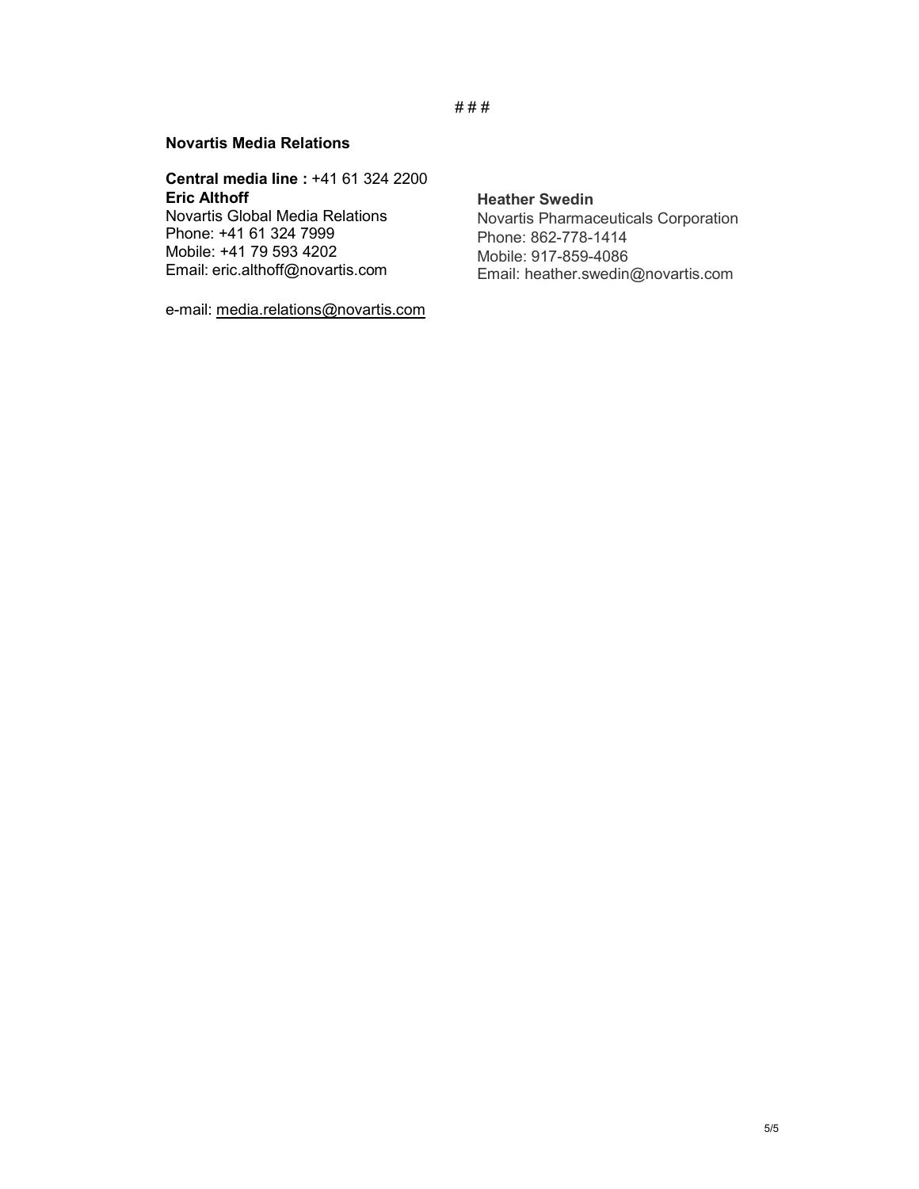# # #

**Novartis Media Relations**

**Central media line :** +41 61 324 2200
**Eric Althoff**
Novartis Global Media Relations
Phone: +41 61 324 7999
Mobile: +41 79 593 4202
Email: eric.althoff@novartis.com

e-mail: media.relations@novartis.com

**Heather Swedin**
Novartis Pharmaceuticals Corporation
Phone: 862-778-1414
Mobile: 917-859-4086
Email: heather.swedin@novartis.com